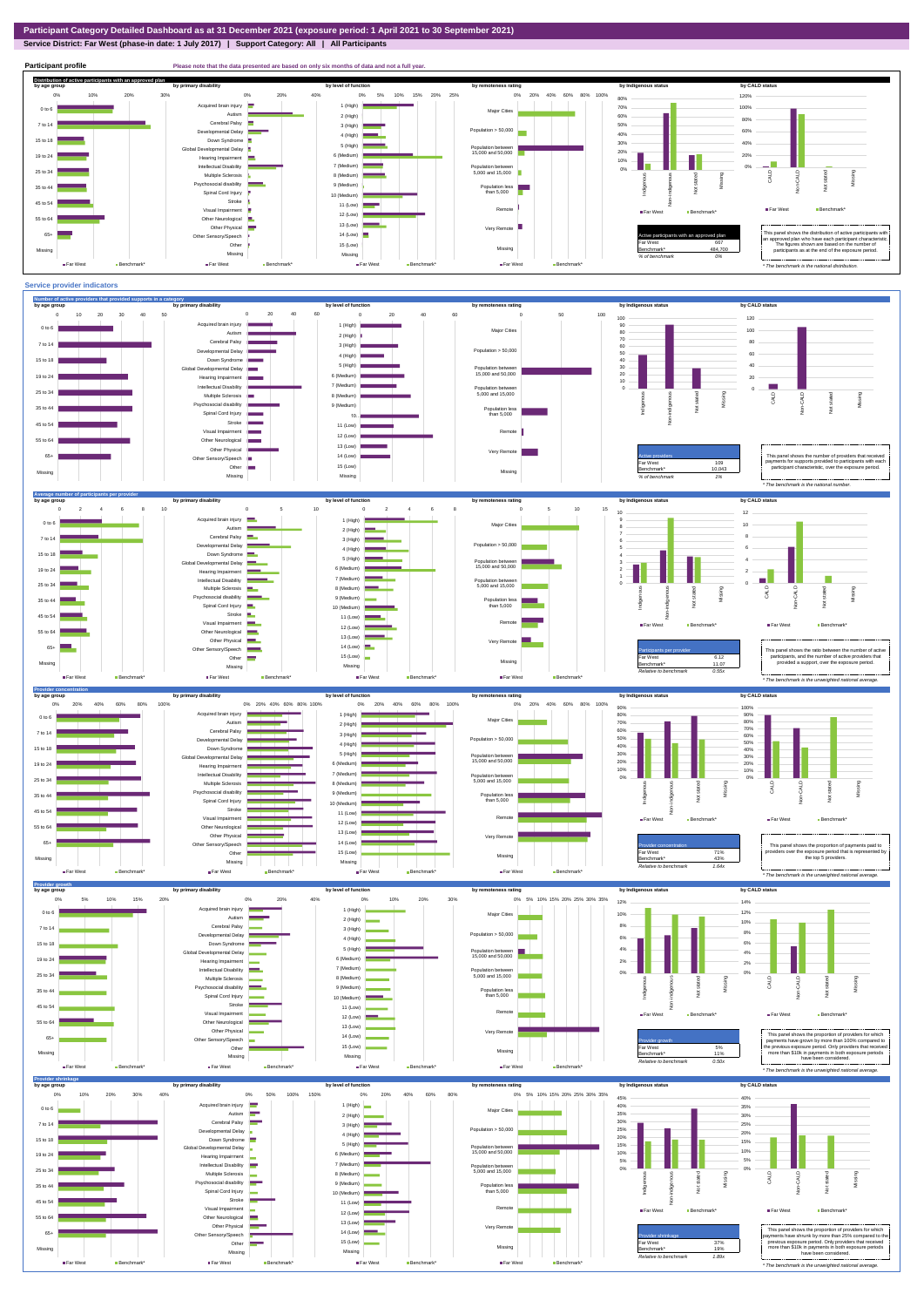# Participant Category Detailed Dashboard as at 31 December 2021 (exposure period: 1 April 2021 to 30 September 2021)

**Service District: Far West (phase-in date: 1 July 2017) | Support Category: All | All Participants**

## Participant profile

Please note that the data presented are based on only six months of data and not a full year.

### Distribution of active participants with an approved plan

| Active participants with an approved plan | |
|---|---|
| Far West | 667 |
| Benchmark* | 484,700 |
| % of benchmark | 0% |

This panel shows the distribution of active participants with an approved plan who have each participant characteristic. The figures shown are based on the number of participants as at the end of the exposure period.

*The benchmark is the national distribution.

## Service provider indicators

### Number of active providers that provided supports in a category

| Active providers | |
|---|---|
| Far West | 109 |
| Benchmark* | 10,043 |
| % of benchmark | 1% |

This panel shows the number of providers that received payments for supports provided to participants with each participant characteristic, over the exposure period.

*The benchmark is the national number.

### Average number of participants per provider

| Participants per provider | |
|---|---|
| Far West | 6.12 |
| Benchmark* | 11.07 |
| Relative to benchmark | 0.55x |

This panel shows the ratio between the number of active participants, and the number of active providers that provided a support, over the exposure period.

*The benchmark is the unweighted national average.

### Provider concentration

| Provider concentration | |
|---|---|
| Far West | 71% |
| Benchmark* | 43% |
| Relative to benchmark | 1.64x |

This panel shows the proportion of payments paid to providers over the exposure period that is represented by the top 5 providers.

*The benchmark is the unweighted national average.

### Provider growth

| Provider growth | |
|---|---|
| Far West | 5% |
| Benchmark* | 11% |
| Relative to benchmark | 0.50x |

This panel shows the proportion of providers for which payments have grown by more than 100% compared to the previous exposure period. Only providers that received more than $10k in payments in both exposure periods have been considered.

*The benchmark is the unweighted national average.

### Provider shrinkage

| Provider shrinkage | |
|---|---|
| Far West | 37% |
| Benchmark* | 19% |
| Relative to benchmark | 1.89x |

This panel shows the proportion of providers for which payments have shrunk by more than 25% compared to the previous exposure period. Only providers that received more than $10k in payments in both exposure periods have been considered.

*The benchmark is the unweighted national average.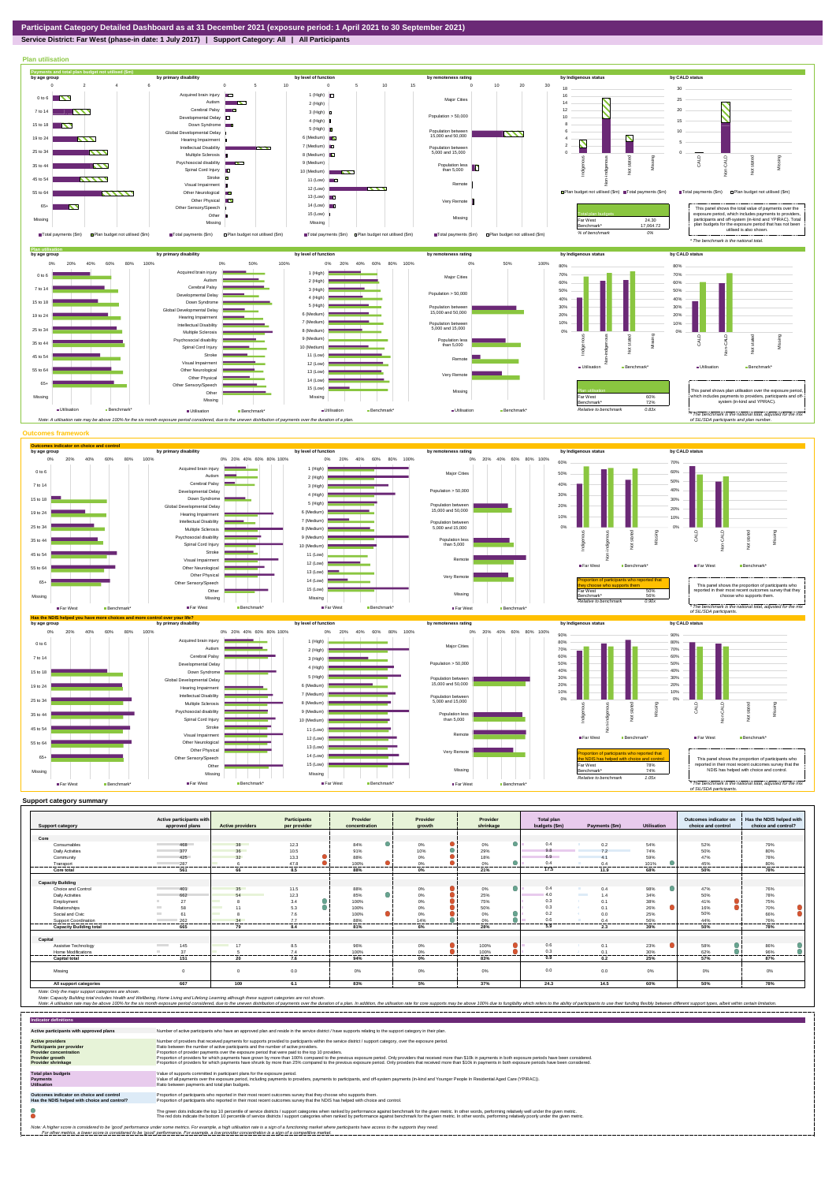# Participant Category Detailed Dashboard as at 31 December 2021 (exposure period: 1 April 2021 to 30 September 2021)

**Service District: Far West (phase-in date: 1 July 2017) | Support Category: All | All Participants**

## Plan utilisation

### Payments and total plan budget not utilised ($m)

| Total plan budgets | |
|---|---|
| Far West | 24.30 |
| Benchmark* | 17,064.72 |
| % of benchmark | 0% |

This panel shows the total value of payments over the exposure period, which includes payments to providers, participants and off-system (in-kind and YPIRAC). Total plan budgets for the exposure period that has not been utilised is also shown.

\* The benchmark is the national total.

### Plan utilisation

| Plan utilisation | |
|---|---|
| Far West | 60% |
| Benchmark* | 72% |
| Relative to benchmark | 0.83x |

This panel shows plan utilisation over the exposure period, which includes payments to providers, participants and off-system (in-kind and YPIRAC).

\* The benchmark is the national total, adjusted for the mix of SIL/SDA participants and plan number.

Note: A utilisation rate may be above 100% for the six month exposure period considered, due to the uneven distribution of payments over the duration of a plan.

## Outcomes framework

### Outcomes indicator on choice and control

| Proportion of participants who reported that they choose who supports them | |
|---|---|
| Far West | 50% |
| Benchmark* | 56% |
| Relative to benchmark | 0.90x |

This panel shows the proportion of participants who reported in their most recent outcomes survey that they choose who supports them.

\* The benchmark is the national total, adjusted for the mix of SIL/SDA participants.

### Has the NDIS helped you have more choices and more control over your life?

| Proportion of participants who reported that the NDIS has helped with choice and control | |
|---|---|
| Far West | 78% |
| Benchmark* | 74% |
| Relative to benchmark | 1.05x |

This panel shows the proportion of participants who reported in their most recent outcomes survey that the NDIS has helped with choice and control.

\* The benchmark is the national total, adjusted for the mix of SIL/SDA participants.

## Support category summary

| Support category | Active participants with approved plans | Active providers | Participants per provider | Provider concentration | Provider growth | Provider shrinkage | Total plan budgets ($m) | Payments ($m) | Utilisation | Outcomes indicator on choice and control | Has the NDIS helped with choice and control? |
|---|---|---|---|---|---|---|---|---|---|---|---|
| **Core** | | | | | | | | | | | |
| Consumables | 468 | 38 | 12.3 | 84% | 0% | 0% | 0.4 | 0.2 | 54% | 52% | 79% |
| Daily Activities | 377 | 36 | 10.5 | 91% | 10% | 29% | 9.8 | 7.2 | 74% | 50% | 80% |
| Community | 425 | 32 | 13.3 | 88% | 0% | 18% | 6.9 | 4.1 | 59% | 47% | 78% |
| Transport | 287 | 6 | 47.8 | 100% | 0% | 0% | 0.4 | 0.4 | 101% | 45% | 80% |
| **Core total** | **561** | **66** | **8.5** | **88%** | **0%** | **21%** | **17.5** | **11.9** | **68%** | **50%** | **78%** |
| **Capacity Building** | | | | | | | | | | | |
| Choice and Control | 401 | 35 | 11.5 | 88% | 0% | 0% | 0.4 | 0.4 | 98% | 47% | 76% |
| Daily Activities | 662 | 54 | 12.3 | 85% | 0% | 25% | 4.0 | 1.4 | 34% | 50% | 78% |
| Employment | 27 | 8 | 3.4 | 100% | 0% | 75% | 0.3 | 0.1 | 38% | 41% | 75% |
| Relationships | 58 | 11 | 5.3 | 100% | 0% | 50% | 0.3 | 0.1 | 26% | 16% | 70% |
| Social and Civic | 61 | 8 | 7.6 | 100% | 0% | 0% | 0.2 | 0.0 | 25% | 50% | 66% |
| Support Coordination | 262 | 34 | 7.7 | 88% | 14% | 0% | 0.6 | 0.4 | 56% | 44% | 76% |
| **Capacity Building total** | **665** | **79** | **8.4** | **81%** | **6%** | **29%** | **5.9** | **2.3** | **39%** | **50%** | **78%** |
| **Capital** | | | | | | | | | | | |
| Assistive Technology | 145 | 17 | 8.5 | 96% | 0% | 100% | 0.6 | 0.1 | 23% | 58% | 86% |
| Home Modifications | 37 | 5 | 7.4 | 100% | 0% | 100% | 0.3 | 0.1 | 30% | 62% | 96% |
| **Capital total** | **151** | **20** | **7.6** | **94%** | **0%** | **83%** | **0.9** | **0.2** | **25%** | **57%** | **87%** |
| Missing | 0 | 0 | 0.0 | 0% | 0% | 0% | 0.0 | 0.0 | 0% | 0% | 0% |
| **All support categories** | **667** | **109** | **6.1** | **83%** | **5%** | **37%** | **24.3** | **14.5** | **60%** | **50%** | **78%** |

Note: Only the major support categories are shown.

Note: Capacity Building total includes Health and Wellbeing, Home Living and Lifelong Learning although these support categories are not shown.

Note: A utilisation rate may be above 100% for the six month exposure period considered, due to the uneven distribution of payments over the duration of a plan. In addition, the utilisation rate for core supports may be above 100% due to fungibility which refers to the ability of participants to use their funding flexibly between different support types, albeit within certain limitation.

## Indicator definitions

**Active participants with approved plans** — Number of active participants who have an approved plan and reside in the service district / have supports relating to the support category in their plan.

**Active providers** — Number of providers that received payments for supports provided to participants within the service district / support category, over the exposure period.

**Participants per provider** — Ratio between the number of active participants and the number of active providers.

**Provider concentration** — Proportion of provider payments over the exposure period that were paid to the top 10 providers.

**Provider growth** — Proportion of providers for which payments have grown by more than 100% compared to the previous exposure period. Only providers that received more than $10k in payments in both exposure periods have been considered.

**Provider shrinkage** — Proportion of providers for which payments have shrunk by more than 25% compared to the previous exposure period. Only providers that received more than $10k in payments in both exposure periods have been considered.

**Total plan budgets** — Value of supports committed in participant plans for the exposure period.

**Payments** — Value of all payments over the exposure period, including payments to providers, payments to participants, and off-system payments (in-kind and Younger People In Residential Aged Care (YPIRAC)).

**Utilisation** — Ratio between payments and total plan budgets.

**Outcomes indicator on choice and control** — Proportion of participants who reported in their most recent outcomes survey that they choose who supports them.

**Has the NDIS helped with choice and control?** — Proportion of participants who reported in their most recent outcomes survey that the NDIS has helped with choice and control.

The green dots indicate the top 10 percentile of service districts / support categories when ranked by performance against benchmark for the given metric. In other words, performing relatively well under the given metric.

The red dots indicate the bottom 10 percentile of service districts / support categories when ranked by performance against benchmark for the given metric. In other words, performing relatively poorly under the given metric.

Note: A higher score is considered to be 'good' performance under some metrics. For example, a high utilisation rate is a sign of a functioning market where participants have access to the supports they need.
For other metrics, a lower score is considered to be 'good' performance. For example, a low provider concentration is a sign of a competitive market.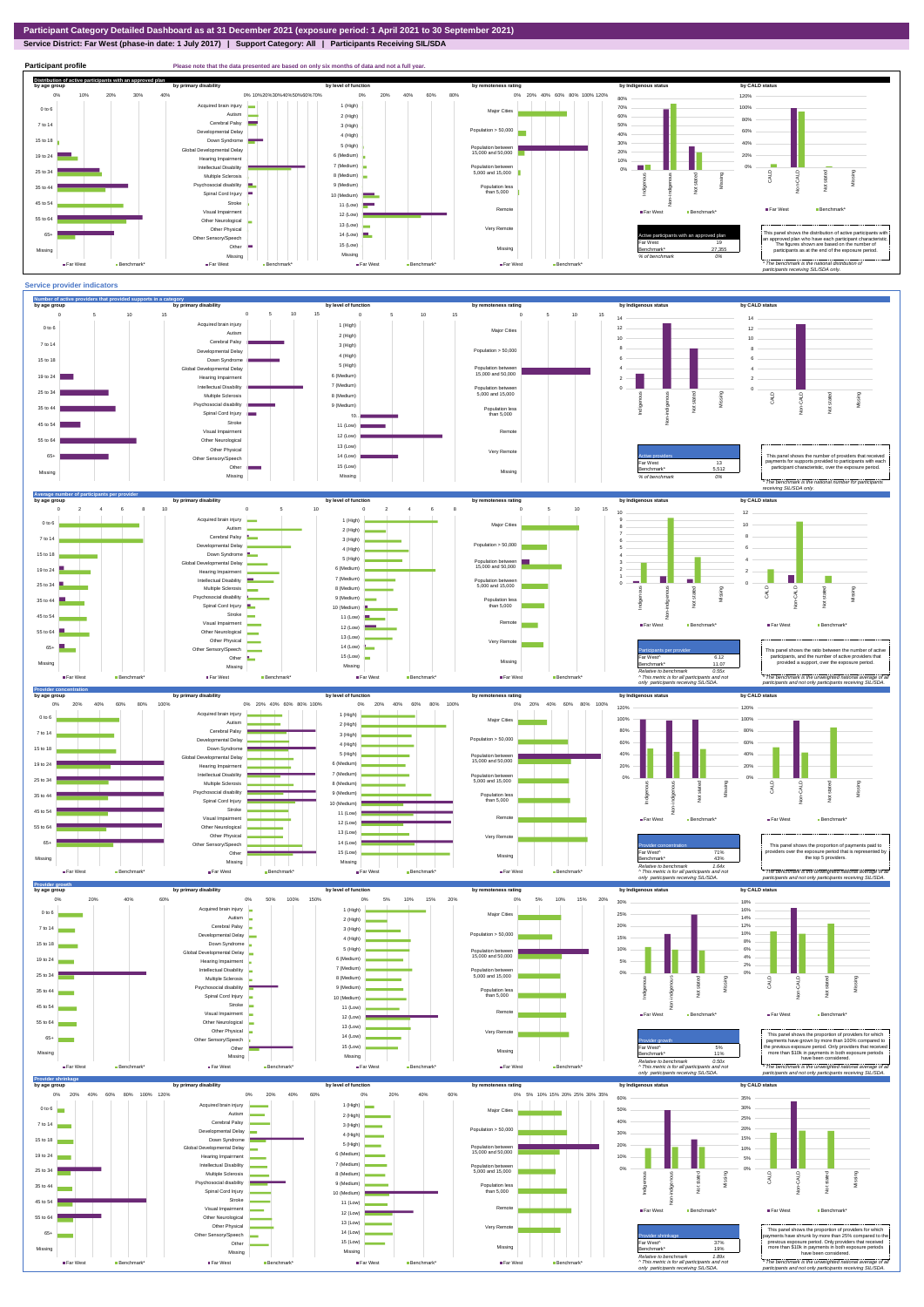# Participant Category Detailed Dashboard as at 31 December 2021 (exposure period: 1 April 2021 to 30 September 2021)

**Service District: Far West (phase-in date: 1 July 2017) | Support Category: All | Participants Receiving SIL/SDA**

## Participant profile

Please note that the data presented are based on only six months of data and not a full year.

### Distribution of active participants with an approved plan

| Active participants with an approved plan | |
|---|---|
| Far West | 19 |
| Benchmark* | 27,355 |
| % of benchmark | 0% |

This panel shows the distribution of active participants with an approved plan who have each participant characteristic. The figures shown are based on the number of participants as at the end of the exposure period.

*The benchmark is the national distribution of participants receiving SIL/SDA only.

## Service provider indicators

### Number of active providers that provided supports in a category

| Active providers | |
|---|---|
| Far West | 13 |
| Benchmark* | 5,512 |
| % of benchmark | 0% |

This panel shows the number of providers that received payments for supports provided to participants with each participant characteristic, over the exposure period.

*The benchmark is the national number for participants receiving SIL/SDA only.

### Average number of participants per provider

| Participants per provider | |
|---|---|
| Far West^ | 6.12 |
| Benchmark* | 11.07 |
| Relative to benchmark | 0.55x |

^ This metric is for all participants and not only participants receiving SIL/SDA.

This panel shows the ratio between the number of active participants, and the number of active providers that provided a support, over the exposure period.

*The benchmark is the unweighted national average of all participants and not only participants receiving SIL/SDA.

### Provider concentration

| Provider concentration | |
|---|---|
| Far West^ | 71% |
| Benchmark* | 43% |
| Relative to benchmark | 1.64x |

^ This metric is for all participants and not only participants receiving SIL/SDA.

This panel shows the proportion of payments paid to providers over the exposure period that is represented by the top 5 providers.

*The benchmark is the unweighted national average of all participants and not only participants receiving SIL/SDA.

### Provider growth

| Provider growth | |
|---|---|
| Far West^ | 5% |
| Benchmark* | 11% |
| Relative to benchmark | 0.50x |

^ This metric is for all participants and not only participants receiving SIL/SDA.

This panel shows the proportion of providers for which payments have grown by more than 100% compared to the previous exposure period. Only providers that received more than $10k in payments in both exposure periods have been considered.

*The benchmark is the unweighted national average of all participants and not only participants receiving SIL/SDA.

### Provider shrinkage

| Provider shrinkage | |
|---|---|
| Far West^ | 37% |
| Benchmark* | 19% |
| Relative to benchmark | 1.89x |

^ This metric is for all participants and not only participants receiving SIL/SDA.

This panel shows the proportion of providers for which payments have shrunk by more than 25% compared to the previous exposure period. Only providers that received more than $10k in payments in both exposure periods have been considered.

*The benchmark is the unweighted national average of all participants and not only participants receiving SIL/SDA.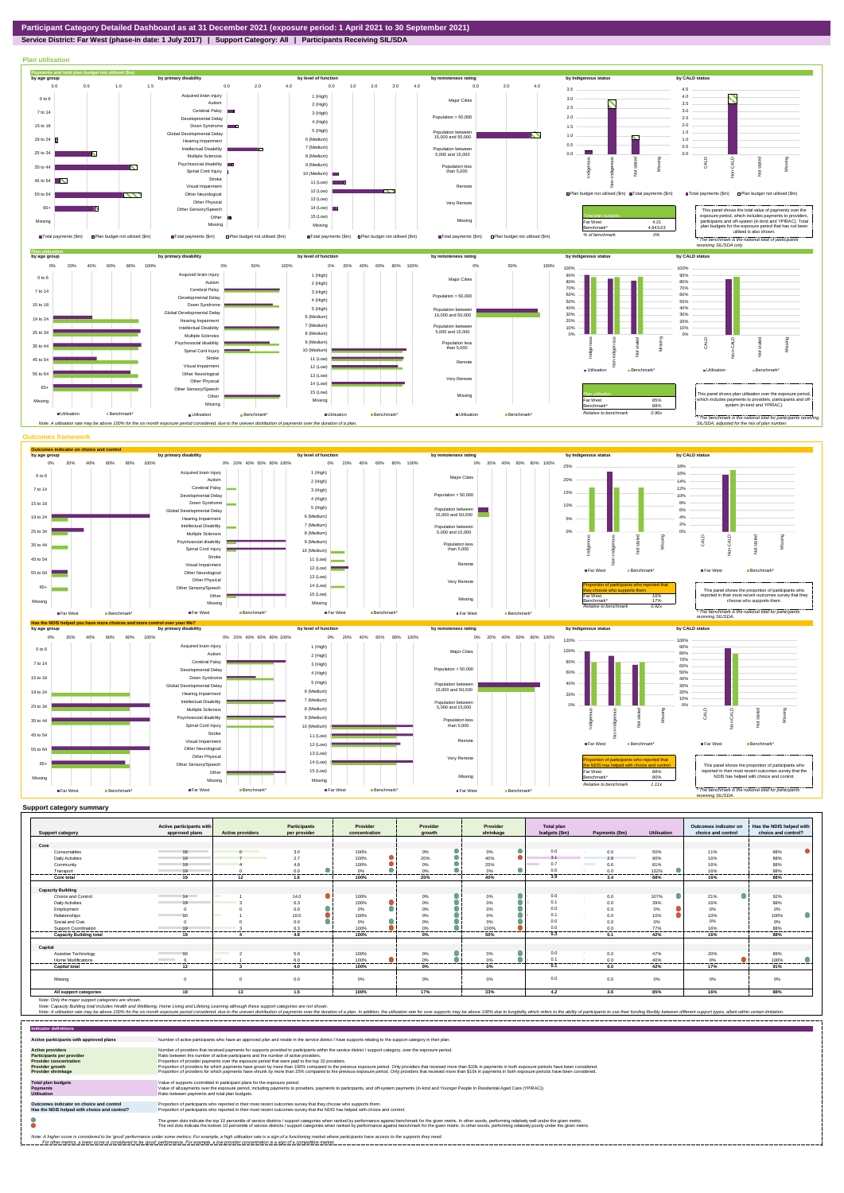# Participant Category Detailed Dashboard as at 31 December 2021 (exposure period: 1 April 2021 to 30 September 2021)

**Service District: Far West (phase-in date: 1 July 2017) | Support Category: All | Participants Receiving SIL/SDA**

## Plan utilisation

| Total plan budgets | |
|---|---|
| Far West | 4.21 |
| Benchmark* | 4,943.63 |
| % of benchmark | 0% |

This panel shows the total value of payments over the exposure period, which includes payments to providers, participants and off-system (in-kind and YPIRAC). Total plan budgets for the exposure period that has not been utilised is also shown.

*The benchmark is the national total for participants receiving SIL/SDA only.

| Plan utilisation | |
|---|---|
| Far West | 85% |
| Benchmark* | 89% |
| Relative to benchmark | 0.96x |

This panel shows plan utilisation over the exposure period, which includes payments to providers, participants and off-system (in-kind and YPIRAC).

*The benchmark is the national total for participants receiving SIL/SDA, adjusted for the mix of plan number.

Note: A utilisation rate may be above 100% for the six month exposure period considered, due to the uneven distribution of payments over the duration of a plan.

## Outcomes framework

| Proportion of participants who reported that they choose who supports them | |
|---|---|
| Far West | 16% |
| Benchmark* | 17% |
| Relative to benchmark | 0.92x |

This panel shows the proportion of participants who reported in their most recent outcomes survey that they choose who supports them.

*The benchmark is the national total for participants receiving SIL/SDA.

| Proportion of participants who reported that the NDIS has helped with choice and control | |
|---|---|
| Far West | 88% |
| Benchmark* | 80% |
| Relative to benchmark | 1.11x |

This panel shows the proportion of participants who reported in their most recent outcomes survey that the NDIS has helped with choice and control.

*The benchmark is the national total for participants receiving SIL/SDA.

## Support category summary

| Support category | Active participants with approved plans | Active providers | Participants per provider | Provider concentration | Provider growth | Provider shrinkage | Total plan budgets ($m) | Payments ($m) | Utilisation | Outcomes indicator on choice and control | Has the NDIS helped with choice and control? |
|---|---|---|---|---|---|---|---|---|---|---|---|
| **Core** | | | | | | | | | | | |
| Consumables | 18 | 6 | 3.0 | 100% | 0% | 0% | 0.0 | 0.0 | 50% | 11% | 88% |
| Daily Activities | 19 | 7 | 2.7 | 100% | 20% | 40% | 3.1 | 2.8 | 90% | 16% | 88% |
| Community | 19 | 4 | 4.8 | 100% | 0% | 25% | 0.7 | 0.6 | 81% | 16% | 88% |
| Transport | 19 | 0 | 0.0 | 0% | 0% | 0% | 0.0 | 0.0 | 132% | 16% | 88% |
| **Core total** | **19** | **12** | **1.6** | **100%** | **20%** | **40%** | **3.9** | **3.4** | **88%** | **16%** | **88%** |
| **Capacity Building** | | | | | | | | | | | |
| Choice and Control | 14 | 1 | 14.0 | 100% | 0% | 0% | 0.0 | 0.0 | 107% | 21% | 92% |
| Daily Activities | 19 | 3 | 6.3 | 100% | 0% | 0% | 0.1 | 0.0 | 39% | 16% | 88% |
| Employment | 0 | 0 | 0.0 | 0% | 0% | 0% | 0.0 | 0.0 | 0% | 0% | 0% |
| Relationships | 10 | 1 | 10.0 | 100% | 0% | 0% | 0.1 | 0.0 | 10% | 10% | 100% |
| Social and Civic | 0 | 0 | 0.0 | 0% | 0% | 0% | 0.0 | 0.0 | 0% | 0% | 0% |
| Support Coordination | 19 | 3 | 6.3 | 100% | 0% | 100% | 0.0 | 0.0 | 77% | 16% | 88% |
| **Capacity Building total** | **19** | **4** | **4.8** | **100%** | **0%** | **50%** | **0.3** | **0.1** | **42%** | **16%** | **88%** |
| **Capital** | | | | | | | | | | | |
| Assistive Technology | 10 | 2 | 5.0 | 100% | 0% | 0% | 0.0 | 0.0 | 47% | 20% | 89% |
| Home Modifications | 6 | 1 | 6.0 | 100% | 0% | 0% | 0.1 | 0.0 | 40% | 0% | 100% |
| **Capital total** | **12** | **3** | **4.0** | **100%** | **0%** | **0%** | **0.1** | **0.0** | **42%** | **17%** | **91%** |
| Missing | 0 | 0 | 0.0 | 0% | 0% | 0% | 0.0 | 0.0 | 0% | 0% | 0% |
| **All support categories** | **19** | **13** | **1.5** | **100%** | **17%** | **33%** | **4.2** | **3.6** | **85%** | **16%** | **88%** |

Note: Only the major support categories are shown.

Note: Capacity Building total includes Health and Wellbeing, Home Living and Lifelong Learning although these support categories are not shown.

Note: A utilisation rate may be above 100% for the six month exposure period considered, due to the uneven distribution of payments over the duration of a plan. In addition, the utilisation rate for core supports may be above 100% due to fungibility which refers to the ability of participants to use their funding flexibly between different support types, albeit within certain limitation.

## Indicator definitions

| Indicator | Definition |
|---|---|
| Active participants with approved plans | Number of active participants who have an approved plan and reside in the service district / have supports relating to the support category in their plan. |
| Active providers | Number of providers that received payments for supports provided to participants within the service district / support category, over the exposure period. |
| Participants per provider | Ratio between the number of active participants and the number of active providers. |
| Provider concentration | Proportion of provider payments over the exposure period that were paid to the top 10 providers. |
| Provider growth | Proportion of providers for which payments have grown by more than 100% compared to the previous exposure period. Only providers that received more than $10k in payments in both exposure periods have been considered. |
| Provider shrinkage | Proportion of providers for which payments have shrunk by more than 25% compared to the previous exposure period. Only providers that received more than $10k in payments in both exposure periods have been considered. |
| Total plan budgets | Value of supports committed in participant plans for the exposure period. |
| Payments | Value of all payments over the exposure period, including payments to providers, payments to participants, and off-system payments (in-kind and Younger People In Residential Aged Care (YPIRAC)). |
| Utilisation | Ratio between payments and total plan budgets. |
| Outcomes indicator on choice and control | Proportion of participants who reported in their most recent outcomes survey that they choose who supports them. |
| Has the NDIS helped with choice and control? | Proportion of participants who reported in their most recent outcomes survey that the NDIS has helped with choice and control. |

The green dots indicate the top 10 percentile of service districts / support categories when ranked by performance against benchmark for the given metric. In other words, performing relatively well under the given metric.

The red dots indicate the bottom 10 percentile of service districts / support categories when ranked by performance against benchmark for the given metric. In other words, performing relatively poorly under the given metric.

Note: A higher score is considered to be 'good' performance under some metrics. For example, a high utilisation rate is a sign of a functioning market where participants have access to the supports they need.
For other metrics, a lower score is considered to be 'good' performance. For example, a low provider concentration is a sign of a competitive market.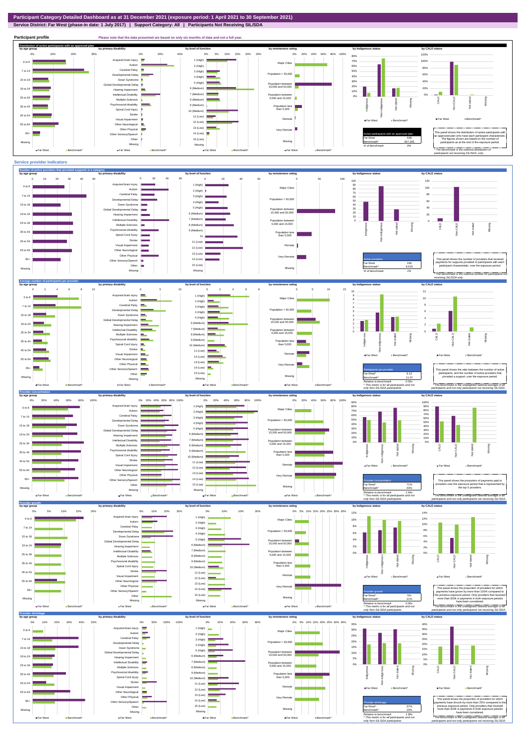# Participant Category Detailed Dashboard as at 31 December 2021 (exposure period: 1 April 2021 to 30 September 2021)

**Service District: Far West (phase-in date: 1 July 2017) | Support Category: All | Participants Not Receiving SIL/SDA**

## Participant profile

Please note that the data presented are based on only six months of data and not a full year.

### Distribution of active participants with an approved plan

| Active participants with an approved plan | |
|---|---|
| Far West | 648 |
| Benchmark* | 457,345 |
| % of benchmark | 0% |

This panel shows the distribution of active participants with an approved plan who have each participant characteristic. The figures shown are based on the number of participants as at the end of the exposure period.

\* The benchmark is the national distribution of participants not receiving SIL/SDA only.

## Service provider indicators

### Number of active providers that provided supports in a category

| Active providers | |
|---|---|
| Far West | 106 |
| Benchmark* | 9,615 |
| % of benchmark | 1% |

This panel shows the number of providers that received payments for supports provided to participants with each participant characteristic, over the exposure period.

\* The benchmark is the national number for participants not receiving SIL/SDA only.

### Average number of participants per provider

| Participants per provider | |
|---|---|
| Far West^ | 6.12 |
| Benchmark* | 11.07 |
| Relative to benchmark | 0.55x |

This panel shows the ratio between the number of active participants, and the number of active providers that provided a support, over the exposure period.

^ This metric is for all participants and not only Non-SIL/SDA participants.

\* The benchmark is the unweighted national average of all participants and not only participants not receiving SIL/SDA.

### Provider concentration

| Provider concentration | |
|---|---|
| Far West^ | 71% |
| Benchmark* | 43% |
| Relative to benchmark | 1.64x |

This panel shows the proportion of payments paid to providers over the exposure period that is represented by the top 5 providers.

^ This metric is for all participants and not only Non-SIL/SDA participants.

\* The benchmark is the unweighted national average of all participants and not only participants not receiving SIL/SDA.

### Provider growth

| Provider growth | |
|---|---|
| Far West^ | 5% |
| Benchmark* | 11% |
| Relative to benchmark | 0.50x |

This panel shows the proportion of providers for which payments have grown by more than 100% compared to the previous exposure period. Only providers that received more than $10k in payments in both exposure periods have been considered.

^ This metric is for all participants and not only Non-SIL/SDA participants.

\* The benchmark is the unweighted national average of all participants and not only participants not receiving SIL/SDA.

### Provider shrinkage

| Provider shrinkage | |
|---|---|
| Far West^ | 37% |
| Benchmark* | 19% |
| Relative to benchmark | 1.89x |

This panel shows the proportion of providers for which payments have shrunk by more than 25% compared to the previous exposure period. Only providers that received more than $10k in payments in both exposure periods have been considered.

^ This metric is for all participants and not only Non-SIL/SDA participants.

\* The benchmark is the unweighted national average of all participants and not only participants not receiving SIL/SDA.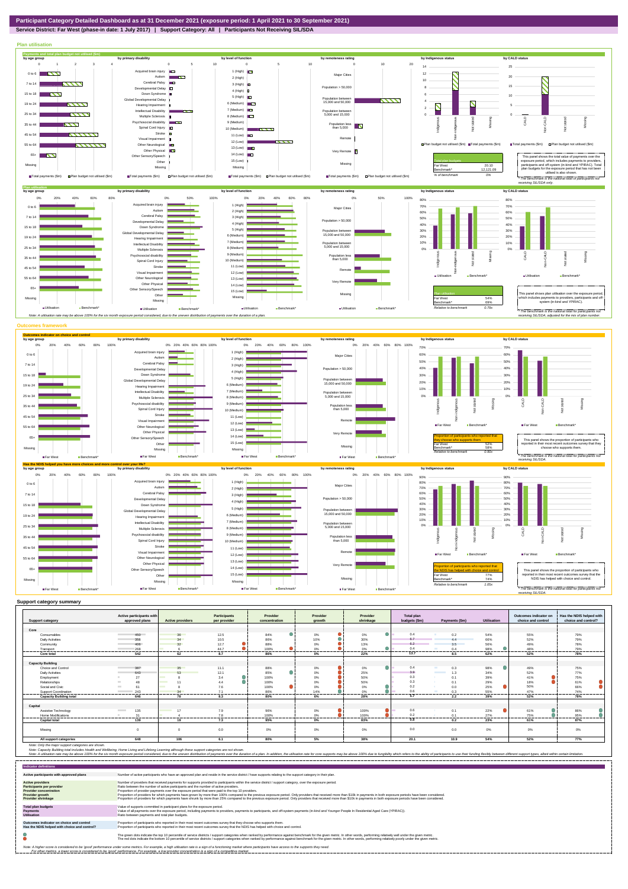# Participant Category Detailed Dashboard as at 31 December 2021 (exposure period: 1 April 2021 to 30 September 2021)

**Service District: Far West (phase-in date: 1 July 2017) | Support Category: All | Participants Not Receiving SIL/SDA**

## Plan utilisation

**Payments and total plan budget not utilised ($m)**

by age group | by primary disability | by level of function | by remoteness rating | by Indigenous status | by CALD status

Total plan budgets
Far West 20.10
Benchmark* 12,121.09
% of benchmark 0%

This panel shows the total value of payments over the exposure period, which includes payments to providers, participants and off-system (in-kind and YPIRAC). Total plan budgets for the exposure period that has not been utilised is also shown.

*The benchmark is the national total for participants not receiving SIL/SDA only.

**Plan utilisation**

Plan utilisation
Far West 54%
Benchmark* 69%
Relative to benchmark 0.79x

This panel shows plan utilisation over the exposure period, which includes payments to providers, participants and off-system (in-kind and YPIRAC).

*The benchmark is the national total for participants not receiving SIL/SDA, adjusted for the mix of plan number.

Note: A utilisation rate may be above 100% for the six month exposure period considered, due to the uneven distribution of payments over the duration of a plan.

## Outcomes framework

**Outcomes indicator on choice and control**

Proportion of participants who reported that they choose who supports them
Far West 52%
Benchmark* 58%
Relative to benchmark 0.90x

This panel shows the proportion of participants who reported in their most recent outcomes survey that they choose who supports them.

*The benchmark is the national total for participants not receiving SIL/SDA.

**Has the NDIS helped you have more choices and more control over your life?**

Proportion of participants who reported that the NDIS has helped with choice and control
Far West 77%
Benchmark* 74%
Relative to benchmark 1.05x

This panel shows the proportion of participants who reported in their most recent outcomes survey that the NDIS has helped with choice and control.

*The benchmark is the national total for participants not receiving SIL/SDA.

## Support category summary

| Support category | Active participants with approved plans | Active providers | Participants per provider | Provider concentration | Provider growth | Provider shrinkage | Total plan budgets ($m) | Payments ($m) | Utilisation | Outcomes indicator on choice and control | Has the NDIS helped with choice and control? |
|---|---|---|---|---|---|---|---|---|---|---|---|
| **Core** | | | | | | | | | | | |
| Consumables | 450 | 36 | 12.5 | 84% | 0% | 0% | 0.4 | 0.2 | 54% | 55% | 79% |
| Daily Activities | 358 | 34 | 10.5 | 86% | 10% | 30% | 6.7 | 4.4 | 66% | 52% | 79% |
| Community | 406 | 32 | 12.7 | 88% | 0% | 13% | 6.2 | 3.5 | 56% | 49% | 76% |
| Transport | 268 | 6 | 44.7 | 100% | 0% | 0% | 0.4 | 0.4 | 98% | 48% | 79% |
| **Core total** | **542** | **62** | **8.7** | **86%** | **0%** | **22%** | **13.7** | **8.5** | **62%** | **52%** | **78%** |
| **Capacity Building** | | | | | | | | | | | |
| Choice and Control | 387 | 35 | 11.1 | 88% | 0% | 0% | 0.4 | 0.3 | 98% | 49% | 75% |
| Daily Activities | 643 | 53 | 12.1 | 85% | 0% | 25% | 3.9 | 1.3 | 34% | 52% | 77% |
| Employment | 27 | 8 | 3.4 | 100% | 0% | 50% | 0.3 | 0.1 | 39% | 41% | 76% |
| Relationships | 48 | 11 | 4.4 | 100% | 0% | 50% | 0.3 | 0.1 | 29% | 18% | 61% |
| Social and Civic | 61 | 8 | 7.6 | 100% | 0% | 0% | 0.2 | 0.0 | 25% | 50% | 66% |
| Support Coordination | 243 | 34 | 7.1 | 86% | 14% | 0% | 0.6 | 0.3 | 55% | 47% | 74% |
| **Capacity Building total** | **646** | **78** | **8.3** | **80%** | **6%** | **29%** | **5.7** | **2.2** | **39%** | **52%** | **78%** |
| **Capital** | | | | | | | | | | | |
| Assistive Technology | 135 | 17 | 7.9 | 96% | 0% | 100% | 0.6 | 0.1 | 22% | 61% | 86% |
| Home Modifications | 31 | 4 | 7.8 | 100% | 0% | 100% | 0.2 | 0.1 | 27% | 75% | 95% |
| **Capital total** | **139** | **19** | **7.3** | **95%** | **0%** | **83%** | **0.8** | **0.2** | **23%** | **61%** | **87%** |
| Missing | 0 | 0 | 0.0 | 0% | 0% | 0% | 0.0 | 0.0 | 0% | 0% | 0% |
| **All support categories** | **648** | **106** | **6.1** | **80%** | **5%** | **38%** | **20.1** | **10.9** | **54%** | **52%** | **77%** |

Note: Only the major support categories are shown.
Note: Capacity Building total includes Health and Wellbeing, Home Living and Lifelong Learning although these support categories are not shown.
Note: A utilisation rate may be above 100% for the six month exposure period considered, due to the uneven distribution of payments over the duration of a plan. In addition, the utilisation rate for core supports may be above 100% due to fungibility which refers to the ability of participants to use their funding flexibly between different support types, albeit within certain limitation.

## Indicator definitions

| | |
|---|---|
| **Active participants with approved plans** | Number of active participants who have an approved plan and reside in the service district / have supports relating to the support category in their plan. |
| **Active providers** | Number of providers that received payments for supports provided to participants within the service district / support category, over the exposure period. |
| **Participants per provider** | Ratio between the number of active participants and the number of active providers. |
| **Provider concentration** | Proportion of provider payments over the exposure period that were paid to the top 10 providers. |
| **Provider growth** | Proportion of providers for which payments have grown by more than 100% compared to the previous exposure period. Only providers that received more than $10k in payments in both exposure periods have been considered. |
| **Provider shrinkage** | Proportion of providers for which payments have shrunk by more than 25% compared to the previous exposure period. Only providers that received more than $10k in payments in both exposure periods have been considered. |
| **Total plan budgets** | Value of supports committed in participant plans for the exposure period. |
| **Payments** | Value of all payments over the exposure period, including payments to providers, payments to participants, and off-system payments (in-kind and Younger People In Residential Aged Care (YPIRAC)). |
| **Utilisation** | Ratio between payments and total plan budgets. |
| **Outcomes indicator on choice and control** | Proportion of participants who reported in their most recent outcomes survey that they choose who supports them. |
| **Has the NDIS helped with choice and control?** | Proportion of participants who reported in their most recent outcomes survey that the NDIS has helped with choice and control. |

The green dots indicate the top 10 percentile of service districts / support categories when ranked by performance against benchmark for the given metric. In other words, performing relatively well under the given metric.
The red dots indicate the bottom 10 percentile of service districts / support categories when ranked by performance against benchmark for the given metric. In other words, performing relatively poorly under the given metric.

Note: A higher score is considered to be 'good' performance under some metrics. For example, a high utilisation rate is a sign of a functioning market where participants have access to the supports they need.
For other metrics, a lower score is considered to be 'good' performance. For example, a low provider concentration is a sign of a competitive market.